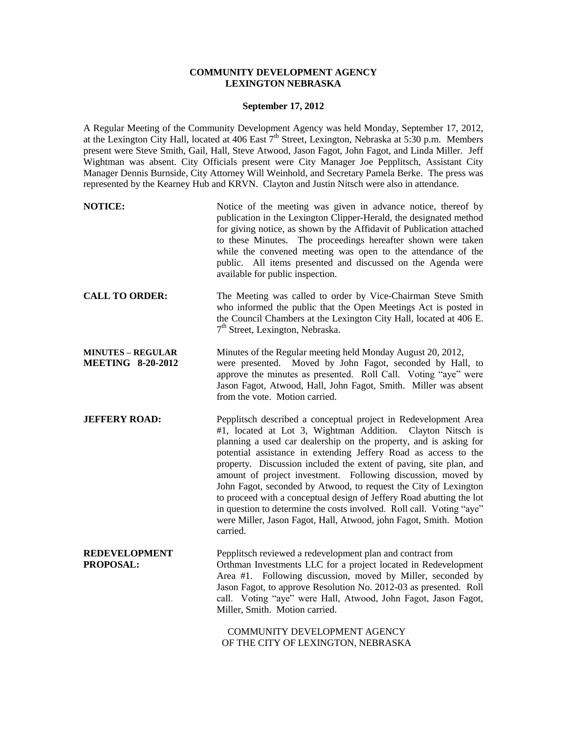**COMMUNITY DEVELOPMENT AGENCY**
**LEXINGTON NEBRASKA**

**September 17, 2012**

A Regular Meeting of the Community Development Agency was held Monday, September 17, 2012, at the Lexington City Hall, located at 406 East 7th Street, Lexington, Nebraska at 5:30 p.m. Members present were Steve Smith, Gail, Hall, Steve Atwood, Jason Fagot, John Fagot, and Linda Miller. Jeff Wightman was absent. City Officials present were City Manager Joe Pepplitsch, Assistant City Manager Dennis Burnside, City Attorney Will Weinhold, and Secretary Pamela Berke. The press was represented by the Kearney Hub and KRVN. Clayton and Justin Nitsch were also in attendance.

**NOTICE:** Notice of the meeting was given in advance notice, thereof by publication in the Lexington Clipper-Herald, the designated method for giving notice, as shown by the Affidavit of Publication attached to these Minutes. The proceedings hereafter shown were taken while the convened meeting was open to the attendance of the public. All items presented and discussed on the Agenda were available for public inspection.

**CALL TO ORDER:** The Meeting was called to order by Vice-Chairman Steve Smith who informed the public that the Open Meetings Act is posted in the Council Chambers at the Lexington City Hall, located at 406 E. 7th Street, Lexington, Nebraska.

**MINUTES – REGULAR MEETING 8-20-2012** Minutes of the Regular meeting held Monday August 20, 2012, were presented. Moved by John Fagot, seconded by Hall, to approve the minutes as presented. Roll Call. Voting "aye" were Jason Fagot, Atwood, Hall, John Fagot, Smith. Miller was absent from the vote. Motion carried.

**JEFFERY ROAD:** Pepplitsch described a conceptual project in Redevelopment Area #1, located at Lot 3, Wightman Addition. Clayton Nitsch is planning a used car dealership on the property, and is asking for potential assistance in extending Jeffery Road as access to the property. Discussion included the extent of paving, site plan, and amount of project investment. Following discussion, moved by John Fagot, seconded by Atwood, to request the City of Lexington to proceed with a conceptual design of Jeffery Road abutting the lot in question to determine the costs involved. Roll call. Voting "aye" were Miller, Jason Fagot, Hall, Atwood, john Fagot, Smith. Motion carried.

**REDEVELOPMENT PROPOSAL:** Pepplitsch reviewed a redevelopment plan and contract from Orthman Investments LLC for a project located in Redevelopment Area #1. Following discussion, moved by Miller, seconded by Jason Fagot, to approve Resolution No. 2012-03 as presented. Roll call. Voting "aye" were Hall, Atwood, John Fagot, Jason Fagot, Miller, Smith. Motion carried.

COMMUNITY DEVELOPMENT AGENCY
OF THE CITY OF LEXINGTON, NEBRASKA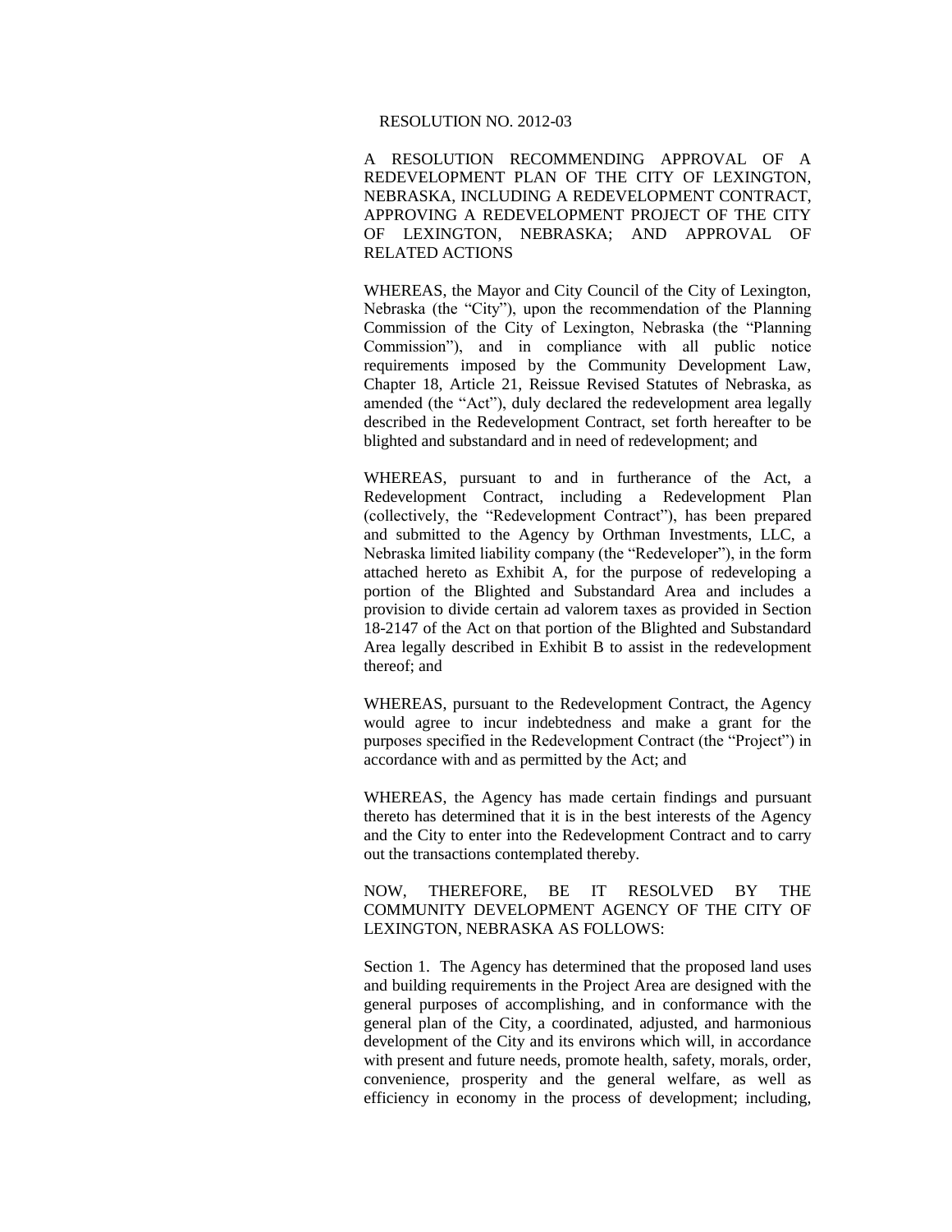RESOLUTION NO. 2012-03

A RESOLUTION RECOMMENDING APPROVAL OF A REDEVELOPMENT PLAN OF THE CITY OF LEXINGTON, NEBRASKA, INCLUDING A REDEVELOPMENT CONTRACT, APPROVING A REDEVELOPMENT PROJECT OF THE CITY OF LEXINGTON, NEBRASKA; AND APPROVAL OF RELATED ACTIONS

WHEREAS, the Mayor and City Council of the City of Lexington, Nebraska (the "City"), upon the recommendation of the Planning Commission of the City of Lexington, Nebraska (the "Planning Commission"), and in compliance with all public notice requirements imposed by the Community Development Law, Chapter 18, Article 21, Reissue Revised Statutes of Nebraska, as amended (the "Act"), duly declared the redevelopment area legally described in the Redevelopment Contract, set forth hereafter to be blighted and substandard and in need of redevelopment; and

WHEREAS, pursuant to and in furtherance of the Act, a Redevelopment Contract, including a Redevelopment Plan (collectively, the "Redevelopment Contract"), has been prepared and submitted to the Agency by Orthman Investments, LLC, a Nebraska limited liability company (the "Redeveloper"), in the form attached hereto as Exhibit A, for the purpose of redeveloping a portion of the Blighted and Substandard Area and includes a provision to divide certain ad valorem taxes as provided in Section 18-2147 of the Act on that portion of the Blighted and Substandard Area legally described in Exhibit B to assist in the redevelopment thereof; and

WHEREAS, pursuant to the Redevelopment Contract, the Agency would agree to incur indebtedness and make a grant for the purposes specified in the Redevelopment Contract (the "Project") in accordance with and as permitted by the Act; and

WHEREAS, the Agency has made certain findings and pursuant thereto has determined that it is in the best interests of the Agency and the City to enter into the Redevelopment Contract and to carry out the transactions contemplated thereby.

NOW, THEREFORE, BE IT RESOLVED BY THE COMMUNITY DEVELOPMENT AGENCY OF THE CITY OF LEXINGTON, NEBRASKA AS FOLLOWS:

Section 1. The Agency has determined that the proposed land uses and building requirements in the Project Area are designed with the general purposes of accomplishing, and in conformance with the general plan of the City, a coordinated, adjusted, and harmonious development of the City and its environs which will, in accordance with present and future needs, promote health, safety, morals, order, convenience, prosperity and the general welfare, as well as efficiency in economy in the process of development; including,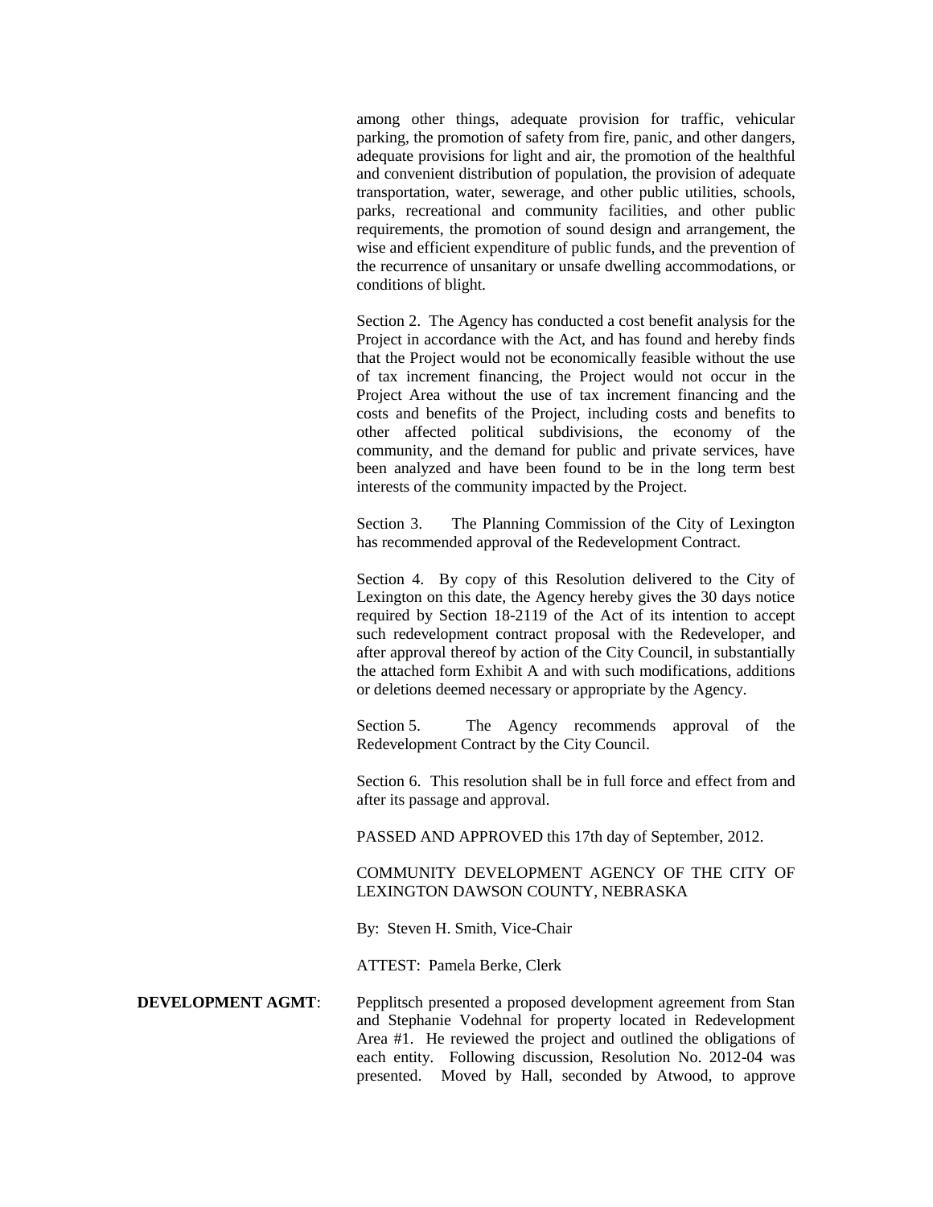among other things, adequate provision for traffic, vehicular parking, the promotion of safety from fire, panic, and other dangers, adequate provisions for light and air, the promotion of the healthful and convenient distribution of population, the provision of adequate transportation, water, sewerage, and other public utilities, schools, parks, recreational and community facilities, and other public requirements, the promotion of sound design and arrangement, the wise and efficient expenditure of public funds, and the prevention of the recurrence of unsanitary or unsafe dwelling accommodations, or conditions of blight.

Section 2. The Agency has conducted a cost benefit analysis for the Project in accordance with the Act, and has found and hereby finds that the Project would not be economically feasible without the use of tax increment financing, the Project would not occur in the Project Area without the use of tax increment financing and the costs and benefits of the Project, including costs and benefits to other affected political subdivisions, the economy of the community, and the demand for public and private services, have been analyzed and have been found to be in the long term best interests of the community impacted by the Project.

Section 3. The Planning Commission of the City of Lexington has recommended approval of the Redevelopment Contract.

Section 4. By copy of this Resolution delivered to the City of Lexington on this date, the Agency hereby gives the 30 days notice required by Section 18-2119 of the Act of its intention to accept such redevelopment contract proposal with the Redeveloper, and after approval thereof by action of the City Council, in substantially the attached form Exhibit A and with such modifications, additions or deletions deemed necessary or appropriate by the Agency.

Section 5. The Agency recommends approval of the Redevelopment Contract by the City Council.

Section 6. This resolution shall be in full force and effect from and after its passage and approval.

PASSED AND APPROVED this 17th day of September, 2012.

COMMUNITY DEVELOPMENT AGENCY OF THE CITY OF LEXINGTON DAWSON COUNTY, NEBRASKA

By: Steven H. Smith, Vice-Chair

ATTEST: Pamela Berke, Clerk

**DEVELOPMENT AGMT**: Pepplitsch presented a proposed development agreement from Stan and Stephanie Vodehnal for property located in Redevelopment Area #1. He reviewed the project and outlined the obligations of each entity. Following discussion, Resolution No. 2012-04 was presented. Moved by Hall, seconded by Atwood, to approve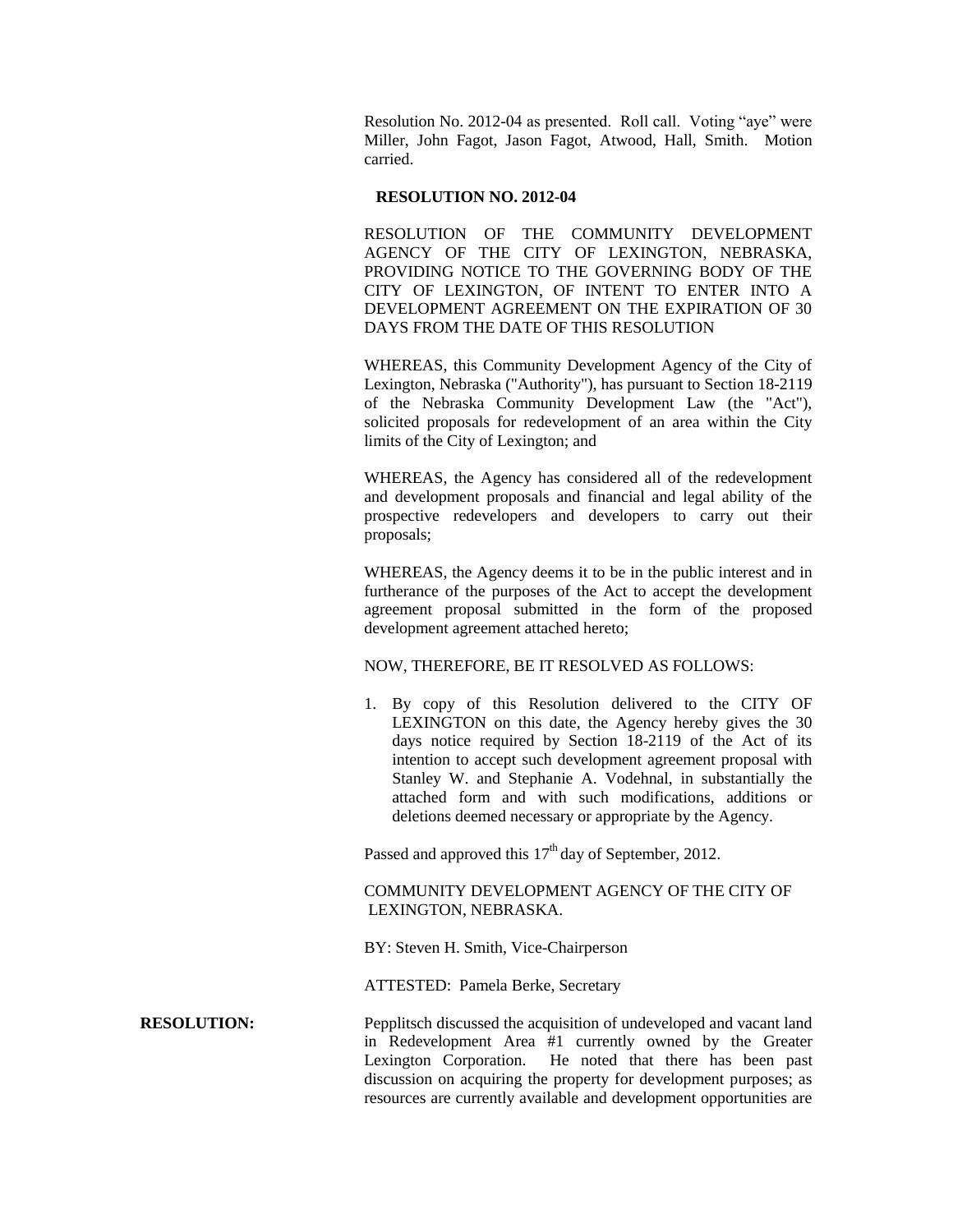Resolution No. 2012-04 as presented. Roll call. Voting "aye" were Miller, John Fagot, Jason Fagot, Atwood, Hall, Smith. Motion carried.

**RESOLUTION NO. 2012-04**

RESOLUTION OF THE COMMUNITY DEVELOPMENT AGENCY OF THE CITY OF LEXINGTON, NEBRASKA, PROVIDING NOTICE TO THE GOVERNING BODY OF THE CITY OF LEXINGTON, OF INTENT TO ENTER INTO A DEVELOPMENT AGREEMENT ON THE EXPIRATION OF 30 DAYS FROM THE DATE OF THIS RESOLUTION

WHEREAS, this Community Development Agency of the City of Lexington, Nebraska ("Authority"), has pursuant to Section 18-2119 of the Nebraska Community Development Law (the "Act"), solicited proposals for redevelopment of an area within the City limits of the City of Lexington; and

WHEREAS, the Agency has considered all of the redevelopment and development proposals and financial and legal ability of the prospective redevelopers and developers to carry out their proposals;

WHEREAS, the Agency deems it to be in the public interest and in furtherance of the purposes of the Act to accept the development agreement proposal submitted in the form of the proposed development agreement attached hereto;

NOW, THEREFORE, BE IT RESOLVED AS FOLLOWS:

1. By copy of this Resolution delivered to the CITY OF LEXINGTON on this date, the Agency hereby gives the 30 days notice required by Section 18-2119 of the Act of its intention to accept such development agreement proposal with Stanley W. and Stephanie A. Vodehnal, in substantially the attached form and with such modifications, additions or deletions deemed necessary or appropriate by the Agency.

Passed and approved this 17th day of September, 2012.

COMMUNITY DEVELOPMENT AGENCY OF THE CITY OF LEXINGTON, NEBRASKA.

BY: Steven H. Smith, Vice-Chairperson

ATTESTED: Pamela Berke, Secretary

**RESOLUTION:** Pepplitsch discussed the acquisition of undeveloped and vacant land in Redevelopment Area #1 currently owned by the Greater Lexington Corporation. He noted that there has been past discussion on acquiring the property for development purposes; as resources are currently available and development opportunities are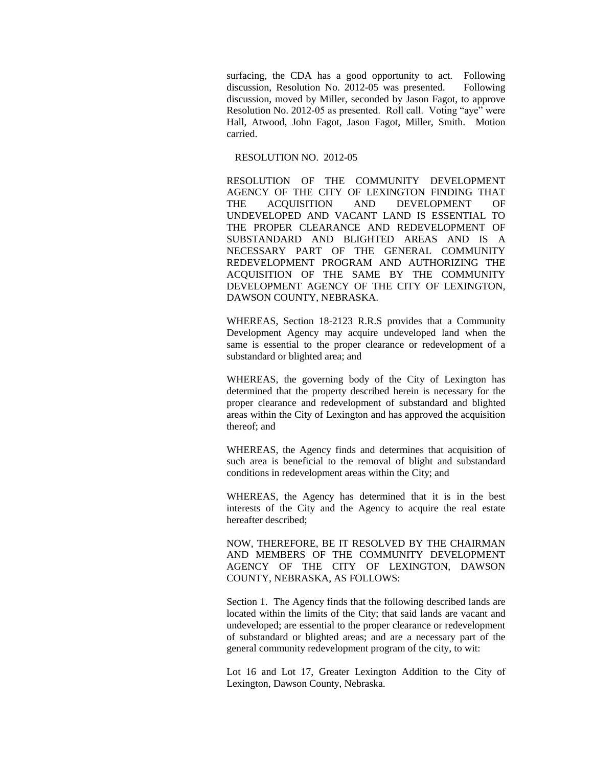surfacing, the CDA has a good opportunity to act. Following discussion, Resolution No. 2012-05 was presented. Following discussion, moved by Miller, seconded by Jason Fagot, to approve Resolution No. 2012-05 as presented. Roll call. Voting "aye" were Hall, Atwood, John Fagot, Jason Fagot, Miller, Smith. Motion carried.

RESOLUTION NO. 2012-05

RESOLUTION OF THE COMMUNITY DEVELOPMENT AGENCY OF THE CITY OF LEXINGTON FINDING THAT THE ACQUISITION AND DEVELOPMENT OF UNDEVELOPED AND VACANT LAND IS ESSENTIAL TO THE PROPER CLEARANCE AND REDEVELOPMENT OF SUBSTANDARD AND BLIGHTED AREAS AND IS A NECESSARY PART OF THE GENERAL COMMUNITY REDEVELOPMENT PROGRAM AND AUTHORIZING THE ACQUISITION OF THE SAME BY THE COMMUNITY DEVELOPMENT AGENCY OF THE CITY OF LEXINGTON, DAWSON COUNTY, NEBRASKA.

WHEREAS, Section 18-2123 R.R.S provides that a Community Development Agency may acquire undeveloped land when the same is essential to the proper clearance or redevelopment of a substandard or blighted area; and

WHEREAS, the governing body of the City of Lexington has determined that the property described herein is necessary for the proper clearance and redevelopment of substandard and blighted areas within the City of Lexington and has approved the acquisition thereof; and

WHEREAS, the Agency finds and determines that acquisition of such area is beneficial to the removal of blight and substandard conditions in redevelopment areas within the City; and

WHEREAS, the Agency has determined that it is in the best interests of the City and the Agency to acquire the real estate hereafter described;

NOW, THEREFORE, BE IT RESOLVED BY THE CHAIRMAN AND MEMBERS OF THE COMMUNITY DEVELOPMENT AGENCY OF THE CITY OF LEXINGTON, DAWSON COUNTY, NEBRASKA, AS FOLLOWS:

Section 1. The Agency finds that the following described lands are located within the limits of the City; that said lands are vacant and undeveloped; are essential to the proper clearance or redevelopment of substandard or blighted areas; and are a necessary part of the general community redevelopment program of the city, to wit:

Lot 16 and Lot 17, Greater Lexington Addition to the City of Lexington, Dawson County, Nebraska.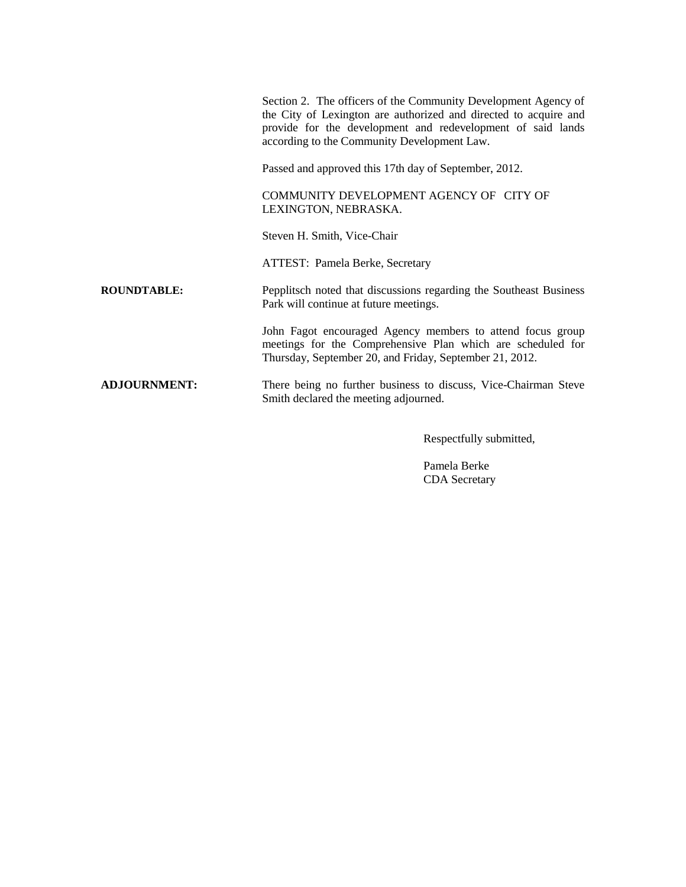Section 2. The officers of the Community Development Agency of the City of Lexington are authorized and directed to acquire and provide for the development and redevelopment of said lands according to the Community Development Law.

Passed and approved this 17th day of September, 2012.

COMMUNITY DEVELOPMENT AGENCY OF CITY OF LEXINGTON, NEBRASKA.

Steven H. Smith, Vice-Chair

ATTEST: Pamela Berke, Secretary

**ROUNDTABLE:** Pepplitsch noted that discussions regarding the Southeast Business Park will continue at future meetings.

John Fagot encouraged Agency members to attend focus group meetings for the Comprehensive Plan which are scheduled for Thursday, September 20, and Friday, September 21, 2012.

**ADJOURNMENT:** There being no further business to discuss, Vice-Chairman Steve Smith declared the meeting adjourned.

Respectfully submitted,

Pamela Berke
CDA Secretary